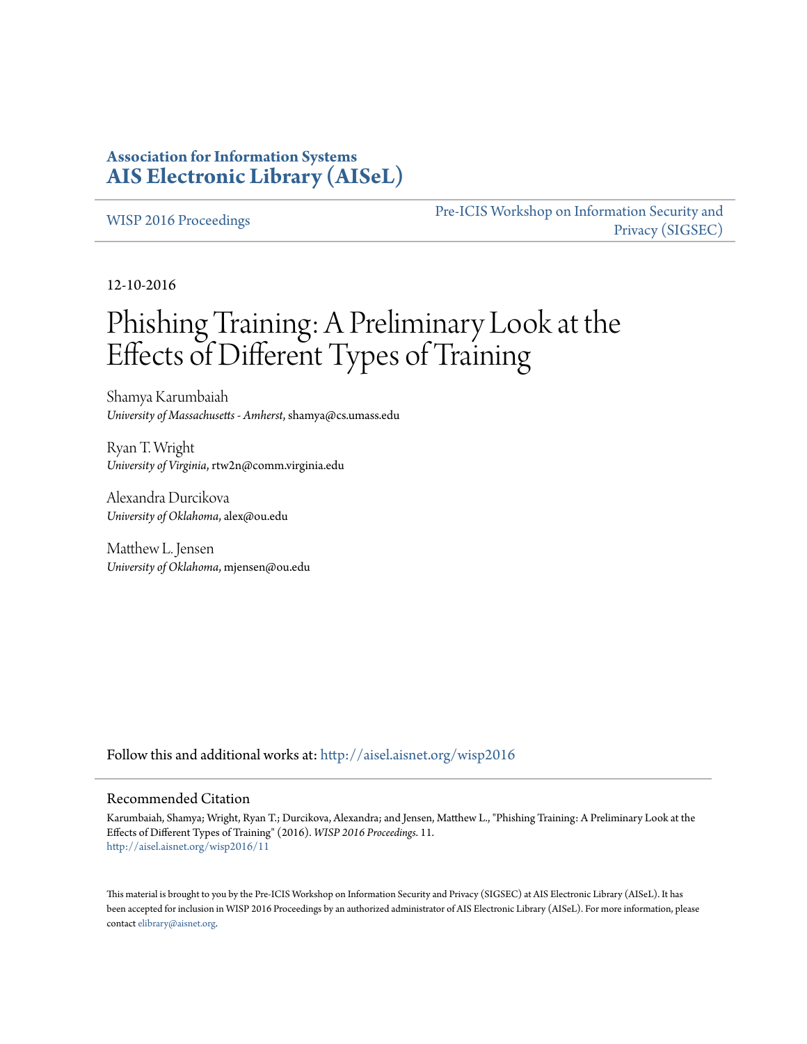**Association for Information Systems**
**AIS Electronic Library (AISeL)**

WISP 2016 Proceedings

Pre-ICIS Workshop on Information Security and Privacy (SIGSEC)

12-10-2016

# Phishing Training: A Preliminary Look at the Effects of Different Types of Training

Shamya Karumbaiah
*University of Massachusetts - Amherst*, shamya@cs.umass.edu

Ryan T. Wright
*University of Virginia*, rtw2n@comm.virginia.edu

Alexandra Durcikova
*University of Oklahoma*, alex@ou.edu

Matthew L. Jensen
*University of Oklahoma*, mjensen@ou.edu

Follow this and additional works at: http://aisel.aisnet.org/wisp2016

## Recommended Citation

Karumbaiah, Shamya; Wright, Ryan T.; Durcikova, Alexandra; and Jensen, Matthew L., "Phishing Training: A Preliminary Look at the Effects of Different Types of Training" (2016). *WISP 2016 Proceedings*. 11.
http://aisel.aisnet.org/wisp2016/11

This material is brought to you by the Pre-ICIS Workshop on Information Security and Privacy (SIGSEC) at AIS Electronic Library (AISeL). It has been accepted for inclusion in WISP 2016 Proceedings by an authorized administrator of AIS Electronic Library (AISeL). For more information, please contact elibrary@aisnet.org.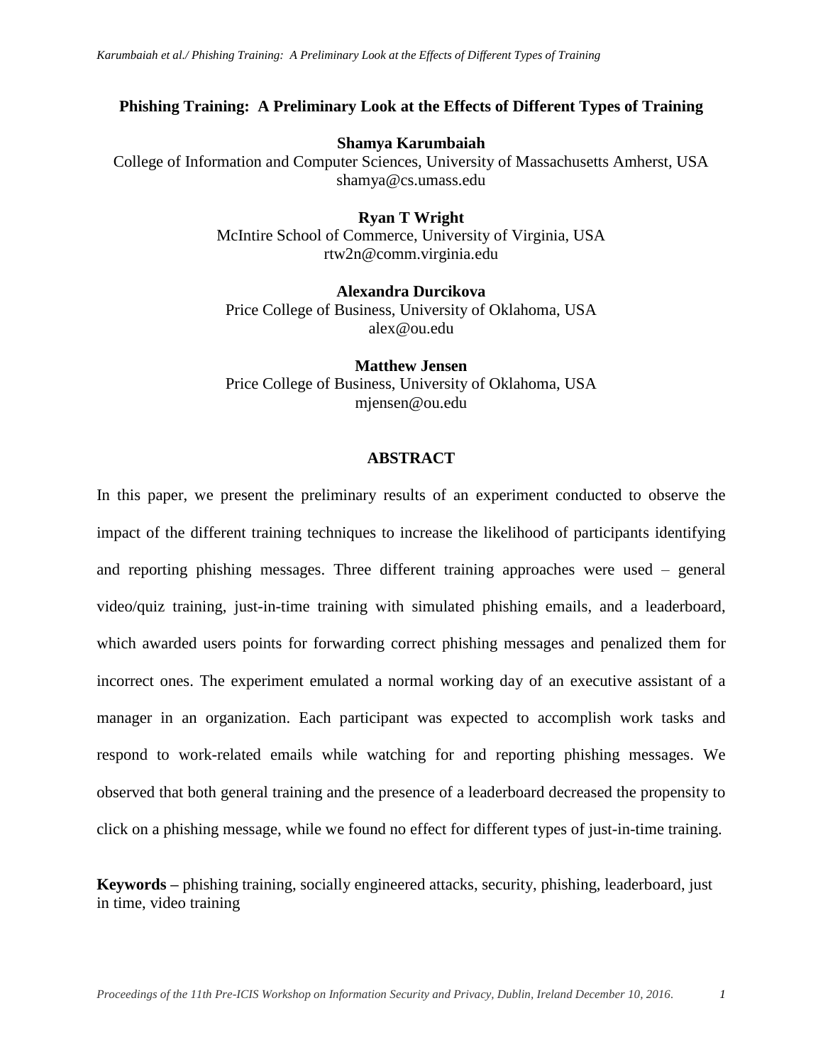# Phishing Training: A Preliminary Look at the Effects of Different Types of Training

**Shamya Karumbaiah**
College of Information and Computer Sciences, University of Massachusetts Amherst, USA
shamya@cs.umass.edu

**Ryan T Wright**
McIntire School of Commerce, University of Virginia, USA
rtw2n@comm.virginia.edu

**Alexandra Durcikova**
Price College of Business, University of Oklahoma, USA
alex@ou.edu

**Matthew Jensen**
Price College of Business, University of Oklahoma, USA
mjensen@ou.edu

## ABSTRACT

In this paper, we present the preliminary results of an experiment conducted to observe the impact of the different training techniques to increase the likelihood of participants identifying and reporting phishing messages. Three different training approaches were used – general video/quiz training, just-in-time training with simulated phishing emails, and a leaderboard, which awarded users points for forwarding correct phishing messages and penalized them for incorrect ones. The experiment emulated a normal working day of an executive assistant of a manager in an organization. Each participant was expected to accomplish work tasks and respond to work-related emails while watching for and reporting phishing messages. We observed that both general training and the presence of a leaderboard decreased the propensity to click on a phishing message, while we found no effect for different types of just-in-time training.

**Keywords –** phishing training, socially engineered attacks, security, phishing, leaderboard, just in time, video training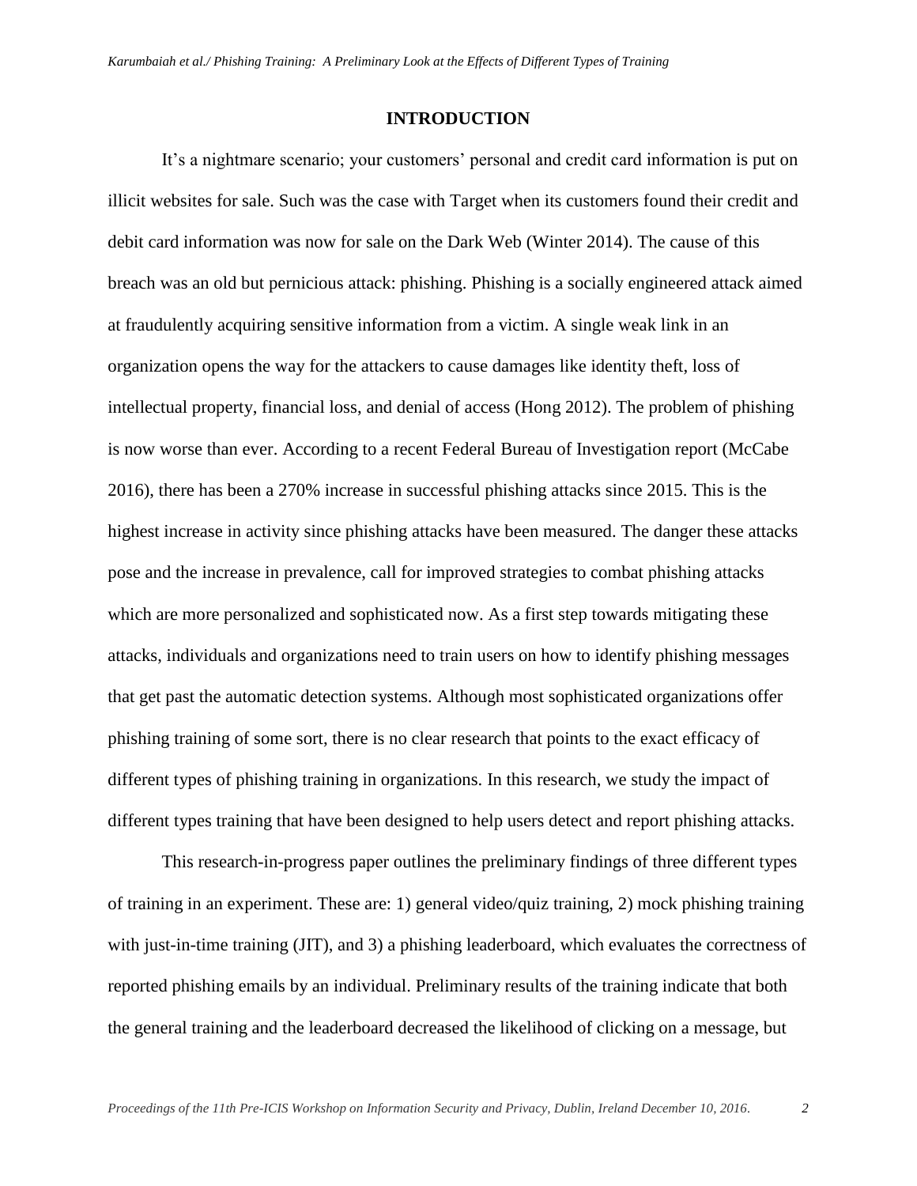## INTRODUCTION

It's a nightmare scenario; your customers' personal and credit card information is put on illicit websites for sale. Such was the case with Target when its customers found their credit and debit card information was now for sale on the Dark Web (Winter 2014). The cause of this breach was an old but pernicious attack: phishing. Phishing is a socially engineered attack aimed at fraudulently acquiring sensitive information from a victim. A single weak link in an organization opens the way for the attackers to cause damages like identity theft, loss of intellectual property, financial loss, and denial of access (Hong 2012). The problem of phishing is now worse than ever. According to a recent Federal Bureau of Investigation report (McCabe 2016), there has been a 270% increase in successful phishing attacks since 2015. This is the highest increase in activity since phishing attacks have been measured. The danger these attacks pose and the increase in prevalence, call for improved strategies to combat phishing attacks which are more personalized and sophisticated now. As a first step towards mitigating these attacks, individuals and organizations need to train users on how to identify phishing messages that get past the automatic detection systems. Although most sophisticated organizations offer phishing training of some sort, there is no clear research that points to the exact efficacy of different types of phishing training in organizations. In this research, we study the impact of different types training that have been designed to help users detect and report phishing attacks.

This research-in-progress paper outlines the preliminary findings of three different types of training in an experiment. These are: 1) general video/quiz training, 2) mock phishing training with just-in-time training (JIT), and 3) a phishing leaderboard, which evaluates the correctness of reported phishing emails by an individual. Preliminary results of the training indicate that both the general training and the leaderboard decreased the likelihood of clicking on a message, but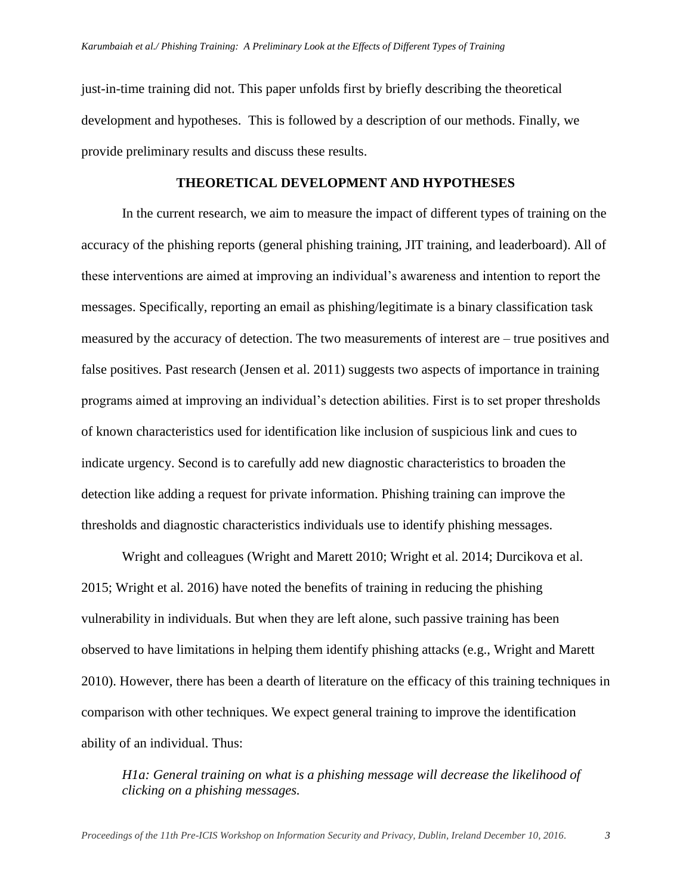just-in-time training did not. This paper unfolds first by briefly describing the theoretical development and hypotheses. This is followed by a description of our methods. Finally, we provide preliminary results and discuss these results.

## THEORETICAL DEVELOPMENT AND HYPOTHESES

In the current research, we aim to measure the impact of different types of training on the accuracy of the phishing reports (general phishing training, JIT training, and leaderboard). All of these interventions are aimed at improving an individual's awareness and intention to report the messages. Specifically, reporting an email as phishing/legitimate is a binary classification task measured by the accuracy of detection. The two measurements of interest are – true positives and false positives. Past research (Jensen et al. 2011) suggests two aspects of importance in training programs aimed at improving an individual's detection abilities. First is to set proper thresholds of known characteristics used for identification like inclusion of suspicious link and cues to indicate urgency. Second is to carefully add new diagnostic characteristics to broaden the detection like adding a request for private information. Phishing training can improve the thresholds and diagnostic characteristics individuals use to identify phishing messages.

Wright and colleagues (Wright and Marett 2010; Wright et al. 2014; Durcikova et al. 2015; Wright et al. 2016) have noted the benefits of training in reducing the phishing vulnerability in individuals. But when they are left alone, such passive training has been observed to have limitations in helping them identify phishing attacks (e.g., Wright and Marett 2010). However, there has been a dearth of literature on the efficacy of this training techniques in comparison with other techniques. We expect general training to improve the identification ability of an individual. Thus:

*H1a: General training on what is a phishing message will decrease the likelihood of clicking on a phishing messages.*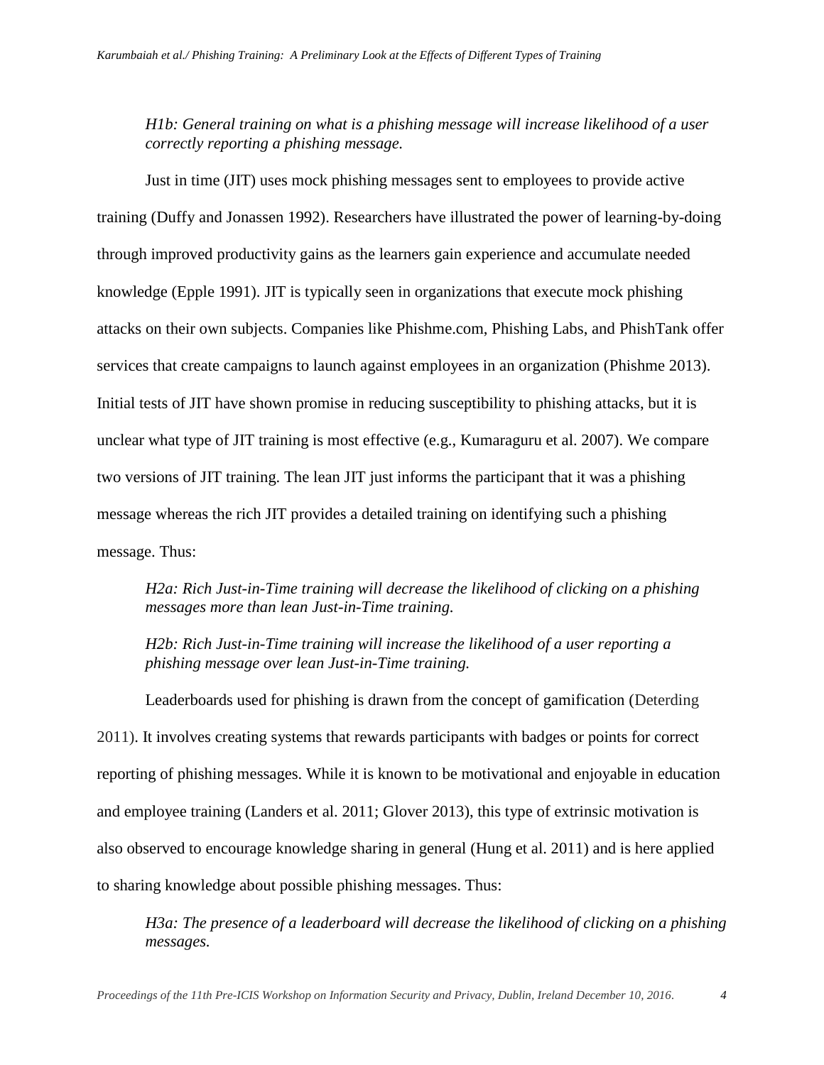*H1b: General training on what is a phishing message will increase likelihood of a user correctly reporting a phishing message.*

Just in time (JIT) uses mock phishing messages sent to employees to provide active training (Duffy and Jonassen 1992). Researchers have illustrated the power of learning-by-doing through improved productivity gains as the learners gain experience and accumulate needed knowledge (Epple 1991). JIT is typically seen in organizations that execute mock phishing attacks on their own subjects. Companies like Phishme.com, Phishing Labs, and PhishTank offer services that create campaigns to launch against employees in an organization (Phishme 2013). Initial tests of JIT have shown promise in reducing susceptibility to phishing attacks, but it is unclear what type of JIT training is most effective (e.g., Kumaraguru et al. 2007). We compare two versions of JIT training. The lean JIT just informs the participant that it was a phishing message whereas the rich JIT provides a detailed training on identifying such a phishing message. Thus:

*H2a: Rich Just-in-Time training will decrease the likelihood of clicking on a phishing messages more than lean Just-in-Time training.*

*H2b: Rich Just-in-Time training will increase the likelihood of a user reporting a phishing message over lean Just-in-Time training.*

Leaderboards used for phishing is drawn from the concept of gamification (Deterding 2011). It involves creating systems that rewards participants with badges or points for correct reporting of phishing messages. While it is known to be motivational and enjoyable in education and employee training (Landers et al. 2011; Glover 2013), this type of extrinsic motivation is also observed to encourage knowledge sharing in general (Hung et al. 2011) and is here applied to sharing knowledge about possible phishing messages. Thus:

*H3a: The presence of a leaderboard will decrease the likelihood of clicking on a phishing messages.*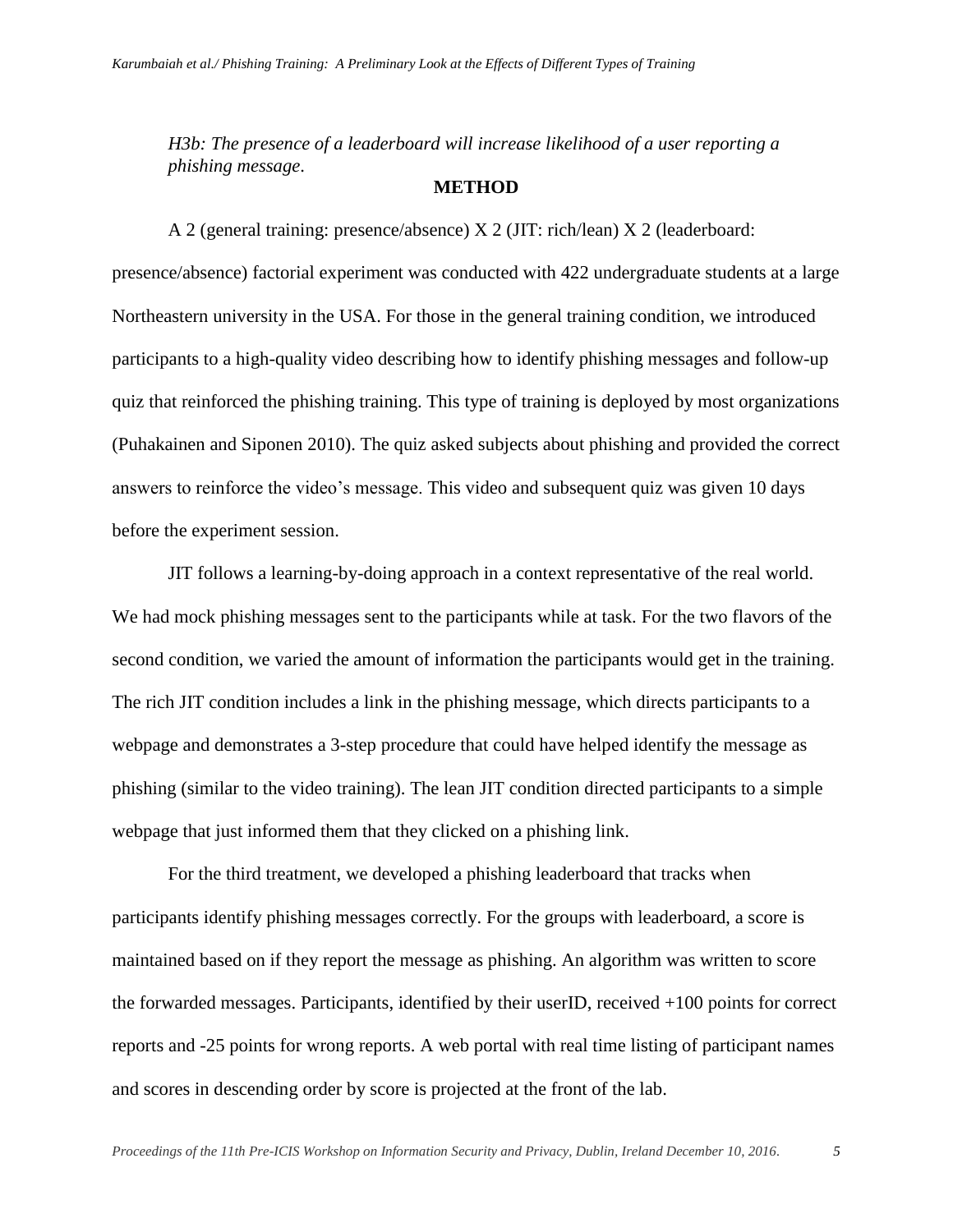*H3b: The presence of a leaderboard will increase likelihood of a user reporting a phishing message*.

## METHOD

A 2 (general training: presence/absence) X 2 (JIT: rich/lean) X 2 (leaderboard: presence/absence) factorial experiment was conducted with 422 undergraduate students at a large Northeastern university in the USA. For those in the general training condition, we introduced participants to a high-quality video describing how to identify phishing messages and follow-up quiz that reinforced the phishing training. This type of training is deployed by most organizations (Puhakainen and Siponen 2010). The quiz asked subjects about phishing and provided the correct answers to reinforce the video's message. This video and subsequent quiz was given 10 days before the experiment session.

JIT follows a learning-by-doing approach in a context representative of the real world. We had mock phishing messages sent to the participants while at task. For the two flavors of the second condition, we varied the amount of information the participants would get in the training. The rich JIT condition includes a link in the phishing message, which directs participants to a webpage and demonstrates a 3-step procedure that could have helped identify the message as phishing (similar to the video training). The lean JIT condition directed participants to a simple webpage that just informed them that they clicked on a phishing link.

For the third treatment, we developed a phishing leaderboard that tracks when participants identify phishing messages correctly. For the groups with leaderboard, a score is maintained based on if they report the message as phishing. An algorithm was written to score the forwarded messages. Participants, identified by their userID, received +100 points for correct reports and -25 points for wrong reports. A web portal with real time listing of participant names and scores in descending order by score is projected at the front of the lab.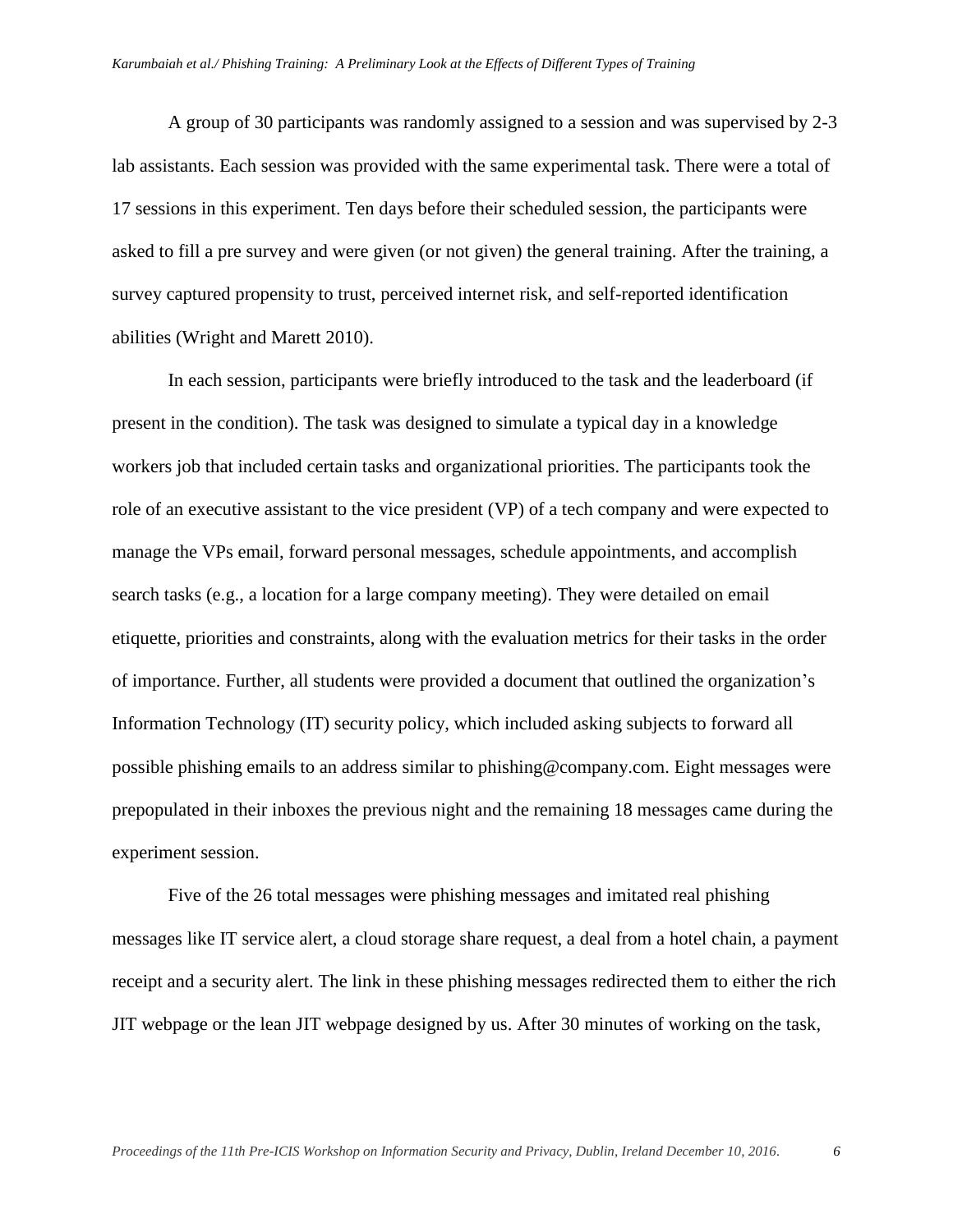A group of 30 participants was randomly assigned to a session and was supervised by 2-3 lab assistants. Each session was provided with the same experimental task. There were a total of 17 sessions in this experiment. Ten days before their scheduled session, the participants were asked to fill a pre survey and were given (or not given) the general training. After the training, a survey captured propensity to trust, perceived internet risk, and self-reported identification abilities (Wright and Marett 2010).

In each session, participants were briefly introduced to the task and the leaderboard (if present in the condition). The task was designed to simulate a typical day in a knowledge workers job that included certain tasks and organizational priorities. The participants took the role of an executive assistant to the vice president (VP) of a tech company and were expected to manage the VPs email, forward personal messages, schedule appointments, and accomplish search tasks (e.g., a location for a large company meeting). They were detailed on email etiquette, priorities and constraints, along with the evaluation metrics for their tasks in the order of importance. Further, all students were provided a document that outlined the organization's Information Technology (IT) security policy, which included asking subjects to forward all possible phishing emails to an address similar to phishing@company.com. Eight messages were prepopulated in their inboxes the previous night and the remaining 18 messages came during the experiment session.

Five of the 26 total messages were phishing messages and imitated real phishing messages like IT service alert, a cloud storage share request, a deal from a hotel chain, a payment receipt and a security alert. The link in these phishing messages redirected them to either the rich JIT webpage or the lean JIT webpage designed by us. After 30 minutes of working on the task,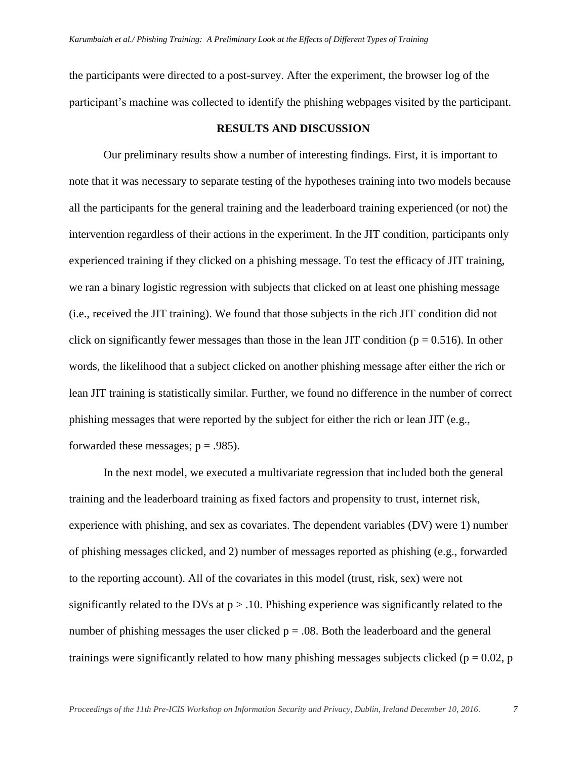the participants were directed to a post-survey. After the experiment, the browser log of the participant's machine was collected to identify the phishing webpages visited by the participant.

## RESULTS AND DISCUSSION

Our preliminary results show a number of interesting findings. First, it is important to note that it was necessary to separate testing of the hypotheses training into two models because all the participants for the general training and the leaderboard training experienced (or not) the intervention regardless of their actions in the experiment. In the JIT condition, participants only experienced training if they clicked on a phishing message. To test the efficacy of JIT training, we ran a binary logistic regression with subjects that clicked on at least one phishing message (i.e., received the JIT training). We found that those subjects in the rich JIT condition did not click on significantly fewer messages than those in the lean JIT condition ($p = 0.516$). In other words, the likelihood that a subject clicked on another phishing message after either the rich or lean JIT training is statistically similar. Further, we found no difference in the number of correct phishing messages that were reported by the subject for either the rich or lean JIT (e.g., forwarded these messages; $p = .985$).

In the next model, we executed a multivariate regression that included both the general training and the leaderboard training as fixed factors and propensity to trust, internet risk, experience with phishing, and sex as covariates. The dependent variables (DV) were 1) number of phishing messages clicked, and 2) number of messages reported as phishing (e.g., forwarded to the reporting account). All of the covariates in this model (trust, risk, sex) were not significantly related to the DVs at $p > .10$. Phishing experience was significantly related to the number of phishing messages the user clicked $p = .08$. Both the leaderboard and the general trainings were significantly related to how many phishing messages subjects clicked ($p = 0.02$, p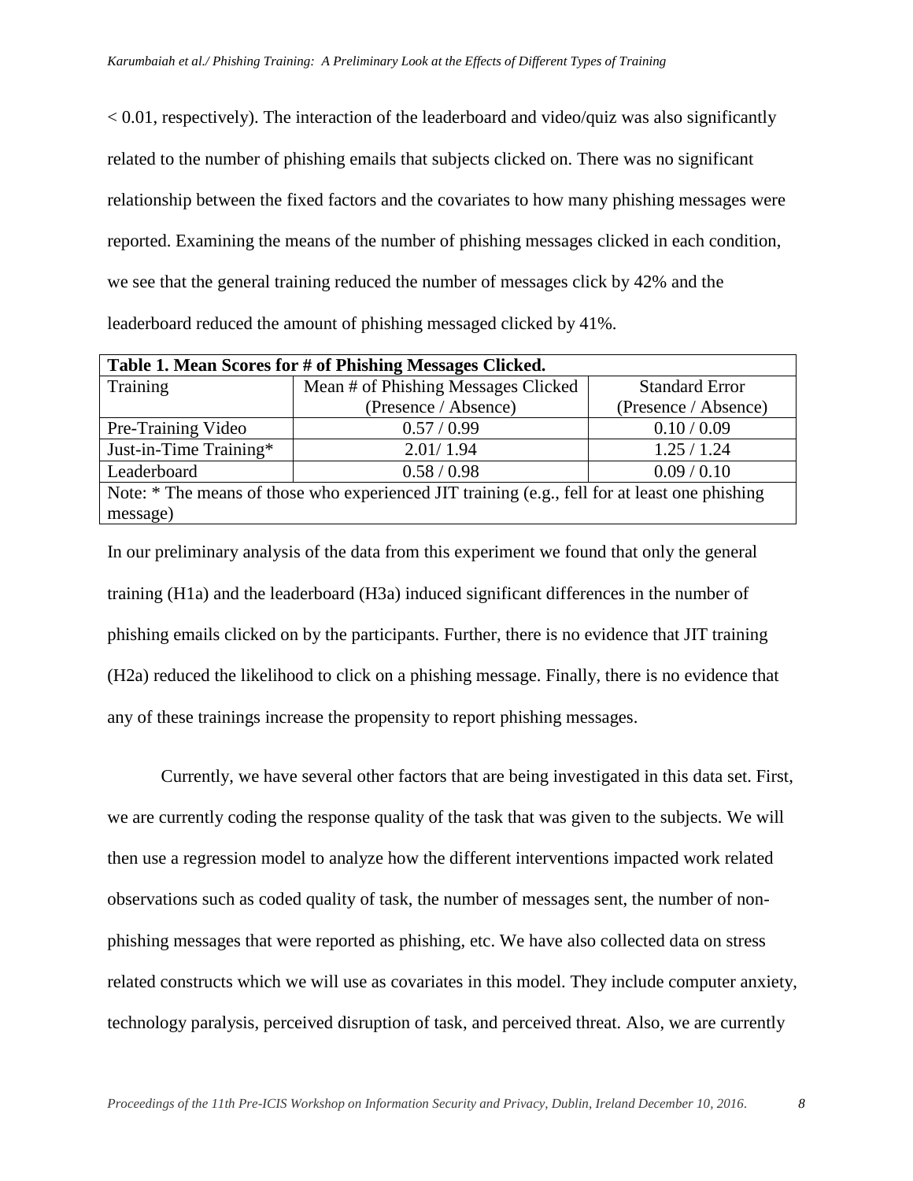< 0.01, respectively). The interaction of the leaderboard and video/quiz was also significantly related to the number of phishing emails that subjects clicked on. There was no significant relationship between the fixed factors and the covariates to how many phishing messages were reported. Examining the means of the number of phishing messages clicked in each condition, we see that the general training reduced the number of messages click by 42% and the leaderboard reduced the amount of phishing messaged clicked by 41%.

| **Table 1. Mean Scores for # of Phishing Messages Clicked.** | | |
|---|---|---|
| Training | Mean # of Phishing Messages Clicked (Presence / Absence) | Standard Error (Presence / Absence) |
| Pre-Training Video | 0.57 / 0.99 | 0.10 / 0.09 |
| Just-in-Time Training* | 2.01/ 1.94 | 1.25 / 1.24 |
| Leaderboard | 0.58 / 0.98 | 0.09 / 0.10 |
| Note: * The means of those who experienced JIT training (e.g., fell for at least one phishing message) | | |

In our preliminary analysis of the data from this experiment we found that only the general training (H1a) and the leaderboard (H3a) induced significant differences in the number of phishing emails clicked on by the participants. Further, there is no evidence that JIT training (H2a) reduced the likelihood to click on a phishing message. Finally, there is no evidence that any of these trainings increase the propensity to report phishing messages.

Currently, we have several other factors that are being investigated in this data set. First, we are currently coding the response quality of the task that was given to the subjects. We will then use a regression model to analyze how the different interventions impacted work related observations such as coded quality of task, the number of messages sent, the number of non-phishing messages that were reported as phishing, etc. We have also collected data on stress related constructs which we will use as covariates in this model. They include computer anxiety, technology paralysis, perceived disruption of task, and perceived threat. Also, we are currently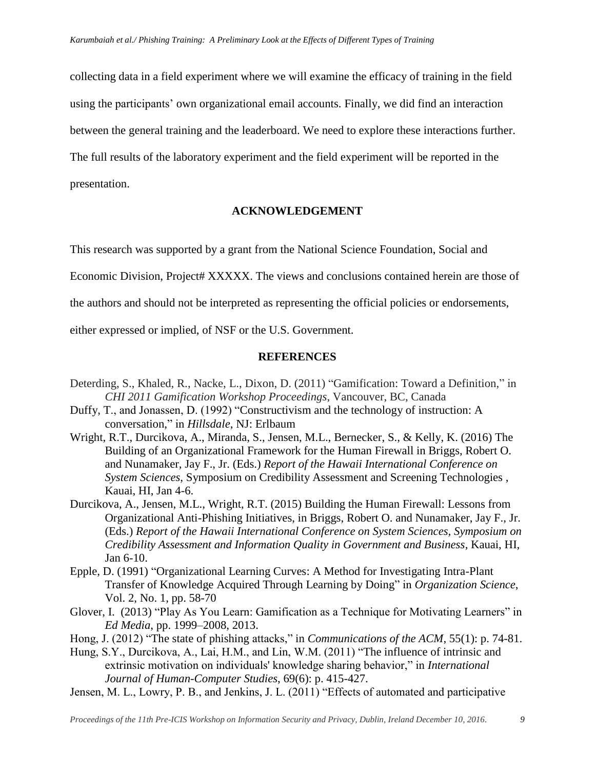collecting data in a field experiment where we will examine the efficacy of training in the field using the participants' own organizational email accounts. Finally, we did find an interaction between the general training and the leaderboard. We need to explore these interactions further. The full results of the laboratory experiment and the field experiment will be reported in the presentation.

## ACKNOWLEDGEMENT

This research was supported by a grant from the National Science Foundation, Social and Economic Division, Project# XXXXX. The views and conclusions contained herein are those of the authors and should not be interpreted as representing the official policies or endorsements, either expressed or implied, of NSF or the U.S. Government.

## REFERENCES

Deterding, S., Khaled, R., Nacke, L., Dixon, D. (2011) "Gamification: Toward a Definition," in *CHI 2011 Gamification Workshop Proceedings*, Vancouver, BC, Canada

Duffy, T., and Jonassen, D. (1992) "Constructivism and the technology of instruction: A conversation," in *Hillsdale*, NJ: Erlbaum

Wright, R.T., Durcikova, A., Miranda, S., Jensen, M.L., Bernecker, S., & Kelly, K. (2016) The Building of an Organizational Framework for the Human Firewall in Briggs, Robert O. and Nunamaker, Jay F., Jr. (Eds.) *Report of the Hawaii International Conference on System Sciences*, Symposium on Credibility Assessment and Screening Technologies , Kauai, HI, Jan 4-6.

Durcikova, A., Jensen, M.L., Wright, R.T. (2015) Building the Human Firewall: Lessons from Organizational Anti-Phishing Initiatives, in Briggs, Robert O. and Nunamaker, Jay F., Jr. (Eds.) *Report of the Hawaii International Conference on System Sciences, Symposium on Credibility Assessment and Information Quality in Government and Business*, Kauai, HI, Jan 6-10.

Epple, D. (1991) "Organizational Learning Curves: A Method for Investigating Intra-Plant Transfer of Knowledge Acquired Through Learning by Doing" in *Organization Science*, Vol. 2, No. 1, pp. 58-70

Glover, I. (2013) "Play As You Learn: Gamification as a Technique for Motivating Learners" in *Ed Media*, pp. 1999–2008, 2013.

Hong, J. (2012) "The state of phishing attacks," in *Communications of the ACM*, 55(1): p. 74-81.

Hung, S.Y., Durcikova, A., Lai, H.M., and Lin, W.M. (2011) "The influence of intrinsic and extrinsic motivation on individuals' knowledge sharing behavior," in *International Journal of Human-Computer Studies*, 69(6): p. 415-427.

Jensen, M. L., Lowry, P. B., and Jenkins, J. L. (2011) "Effects of automated and participative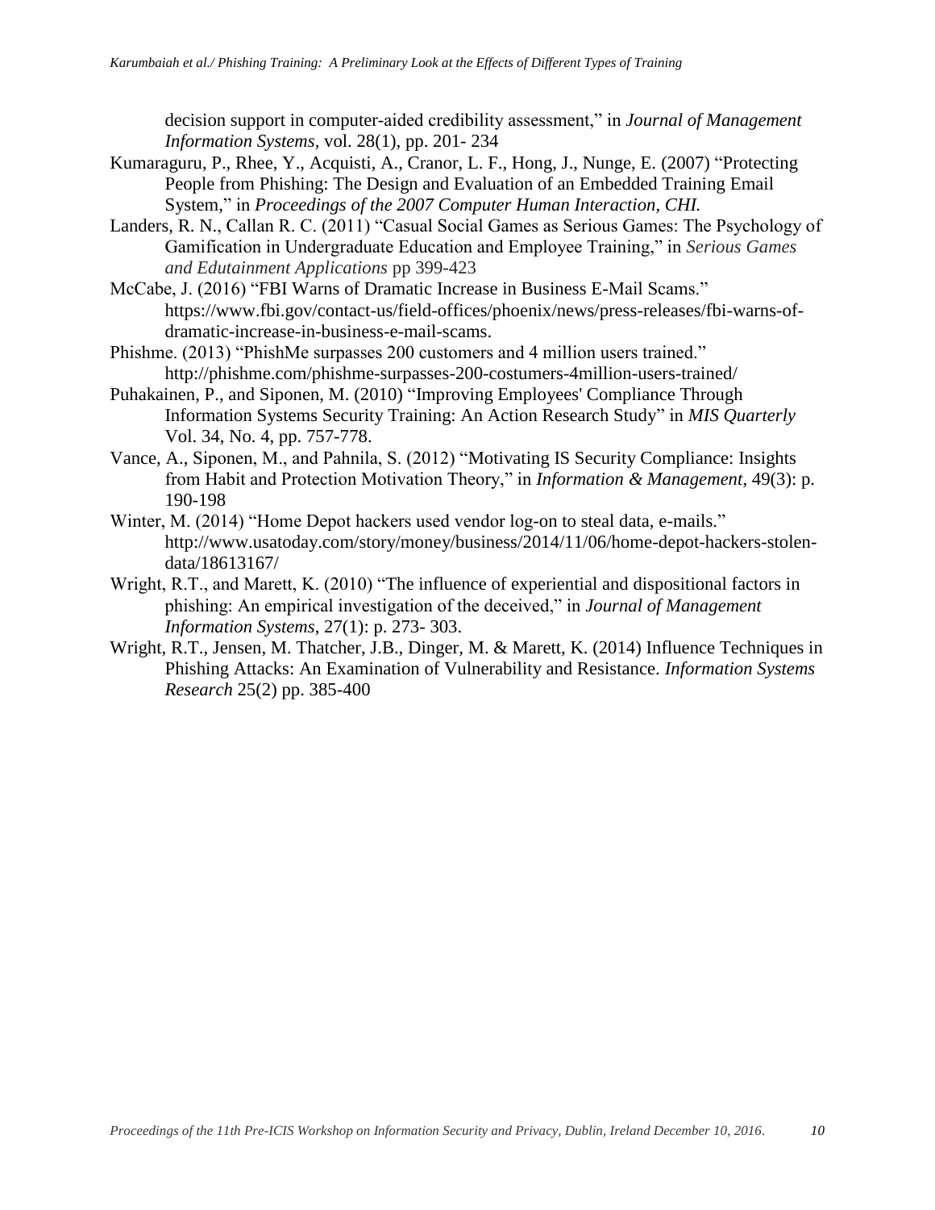decision support in computer-aided credibility assessment," in *Journal of Management Information Systems*, vol. 28(1), pp. 201- 234

Kumaraguru, P., Rhee, Y., Acquisti, A., Cranor, L. F., Hong, J., Nunge, E. (2007) "Protecting People from Phishing: The Design and Evaluation of an Embedded Training Email System," in *Proceedings of the 2007 Computer Human Interaction, CHI.*

Landers, R. N., Callan R. C. (2011) "Casual Social Games as Serious Games: The Psychology of Gamification in Undergraduate Education and Employee Training," in *Serious Games and Edutainment Applications* pp 399-423

McCabe, J. (2016) "FBI Warns of Dramatic Increase in Business E-Mail Scams." https://www.fbi.gov/contact-us/field-offices/phoenix/news/press-releases/fbi-warns-of-dramatic-increase-in-business-e-mail-scams.

Phishme. (2013) "PhishMe surpasses 200 customers and 4 million users trained." http://phishme.com/phishme-surpasses-200-costumers-4million-users-trained/

Puhakainen, P., and Siponen, M. (2010) "Improving Employees' Compliance Through Information Systems Security Training: An Action Research Study" in *MIS Quarterly* Vol. 34, No. 4, pp. 757-778.

Vance, A., Siponen, M., and Pahnila, S. (2012) "Motivating IS Security Compliance: Insights from Habit and Protection Motivation Theory," in *Information & Management*, 49(3): p. 190-198

Winter, M. (2014) "Home Depot hackers used vendor log-on to steal data, e-mails." http://www.usatoday.com/story/money/business/2014/11/06/home-depot-hackers-stolen-data/18613167/

Wright, R.T., and Marett, K. (2010) "The influence of experiential and dispositional factors in phishing: An empirical investigation of the deceived," in *Journal of Management Information Systems*, 27(1): p. 273- 303.

Wright, R.T., Jensen, M. Thatcher, J.B., Dinger, M. & Marett, K. (2014) Influence Techniques in Phishing Attacks: An Examination of Vulnerability and Resistance. *Information Systems Research* 25(2) pp. 385-400